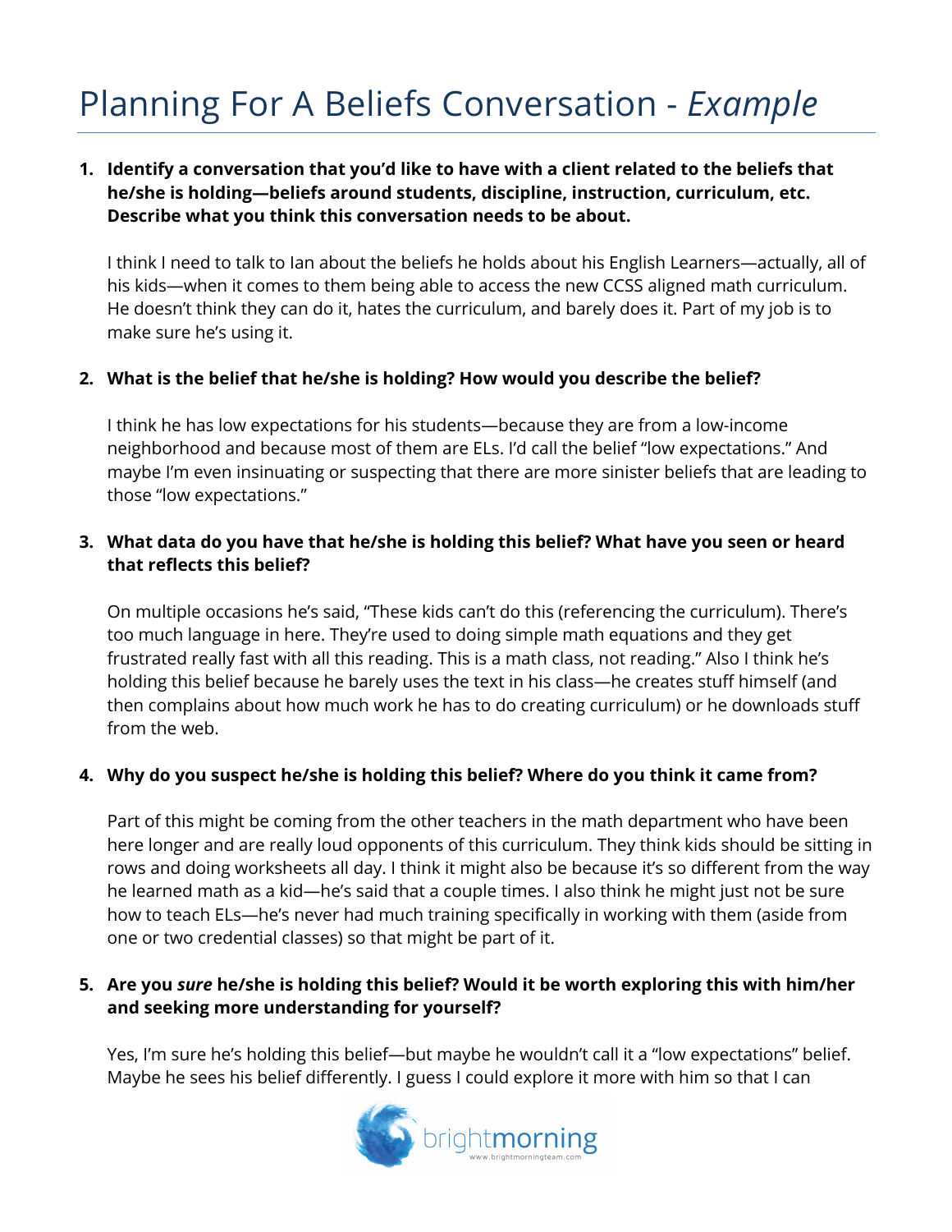# Planning For A Beliefs Conversation - *Example*

1. **Identify a conversation that you'd like to have with a client related to the beliefs that he/she is holding—beliefs around students, discipline, instruction, curriculum, etc. Describe what you think this conversation needs to be about.**

   I think I need to talk to Ian about the beliefs he holds about his English Learners—actually, all of his kids—when it comes to them being able to access the new CCSS aligned math curriculum. He doesn't think they can do it, hates the curriculum, and barely does it. Part of my job is to make sure he's using it.

2. **What is the belief that he/she is holding? How would you describe the belief?**

   I think he has low expectations for his students—because they are from a low-income neighborhood and because most of them are ELs. I'd call the belief "low expectations." And maybe I'm even insinuating or suspecting that there are more sinister beliefs that are leading to those "low expectations."

3. **What data do you have that he/she is holding this belief? What have you seen or heard that reflects this belief?**

   On multiple occasions he's said, "These kids can't do this (referencing the curriculum). There's too much language in here. They're used to doing simple math equations and they get frustrated really fast with all this reading. This is a math class, not reading." Also I think he's holding this belief because he barely uses the text in his class—he creates stuff himself (and then complains about how much work he has to do creating curriculum) or he downloads stuff from the web.

4. **Why do you suspect he/she is holding this belief? Where do you think it came from?**

   Part of this might be coming from the other teachers in the math department who have been here longer and are really loud opponents of this curriculum. They think kids should be sitting in rows and doing worksheets all day. I think it might also be because it's so different from the way he learned math as a kid—he's said that a couple times. I also think he might just not be sure how to teach ELs—he's never had much training specifically in working with them (aside from one or two credential classes) so that might be part of it.

5. **Are you *sure* he/she is holding this belief? Would it be worth exploring this with him/her and seeking more understanding for yourself?**

   Yes, I'm sure he's holding this belief—but maybe he wouldn't call it a "low expectations" belief. Maybe he sees his belief differently. I guess I could explore it more with him so that I can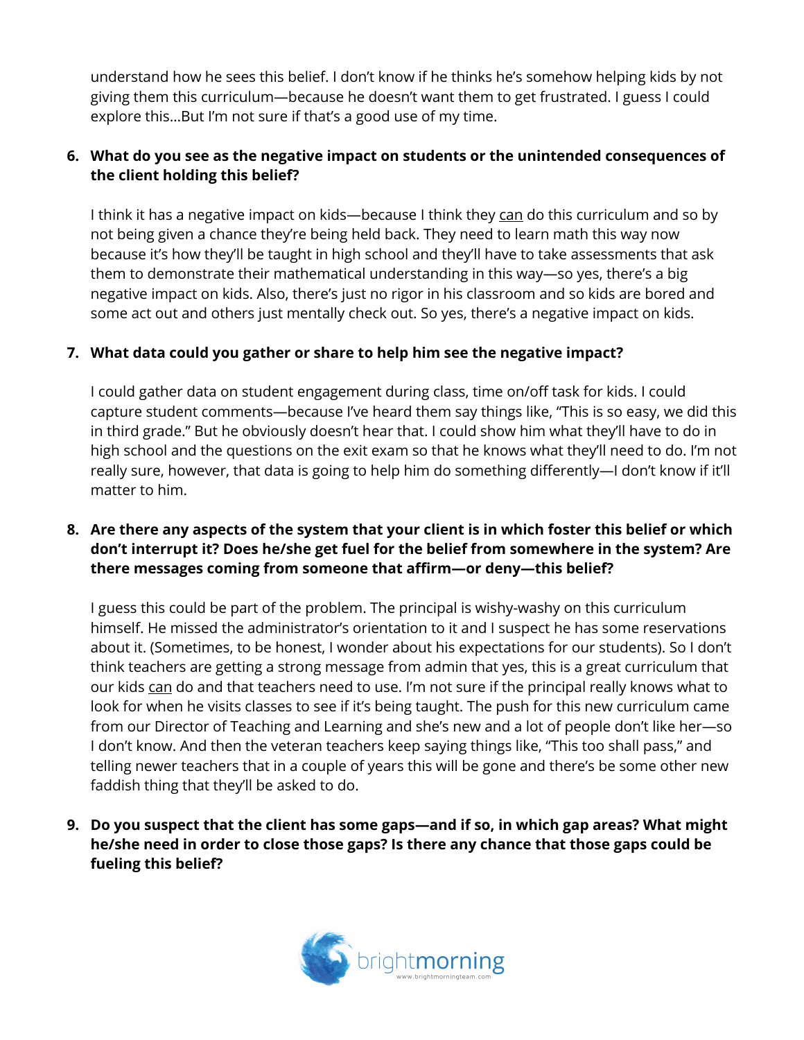understand how he sees this belief. I don't know if he thinks he's somehow helping kids by not giving them this curriculum—because he doesn't want them to get frustrated. I guess I could explore this...But I'm not sure if that's a good use of my time.

6. **What do you see as the negative impact on students or the unintended consequences of the client holding this belief?**

   I think it has a negative impact on kids—because I think they <u>can</u> do this curriculum and so by not being given a chance they're being held back. They need to learn math this way now because it's how they'll be taught in high school and they'll have to take assessments that ask them to demonstrate their mathematical understanding in this way—so yes, there's a big negative impact on kids. Also, there's just no rigor in his classroom and so kids are bored and some act out and others just mentally check out. So yes, there's a negative impact on kids.

7. **What data could you gather or share to help him see the negative impact?**

   I could gather data on student engagement during class, time on/off task for kids. I could capture student comments—because I've heard them say things like, "This is so easy, we did this in third grade." But he obviously doesn't hear that. I could show him what they'll have to do in high school and the questions on the exit exam so that he knows what they'll need to do. I'm not really sure, however, that data is going to help him do something differently—I don't know if it'll matter to him.

8. **Are there any aspects of the system that your client is in which foster this belief or which don't interrupt it? Does he/she get fuel for the belief from somewhere in the system? Are there messages coming from someone that affirm—or deny—this belief?**

   I guess this could be part of the problem. The principal is wishy-washy on this curriculum himself. He missed the administrator's orientation to it and I suspect he has some reservations about it. (Sometimes, to be honest, I wonder about his expectations for our students). So I don't think teachers are getting a strong message from admin that yes, this is a great curriculum that our kids <u>can</u> do and that teachers need to use. I'm not sure if the principal really knows what to look for when he visits classes to see if it's being taught. The push for this new curriculum came from our Director of Teaching and Learning and she's new and a lot of people don't like her—so I don't know. And then the veteran teachers keep saying things like, "This too shall pass," and telling newer teachers that in a couple of years this will be gone and there's be some other new faddish thing that they'll be asked to do.

9. **Do you suspect that the client has some gaps—and if so, in which gap areas? What might he/she need in order to close those gaps? Is there any chance that those gaps could be fueling this belief?**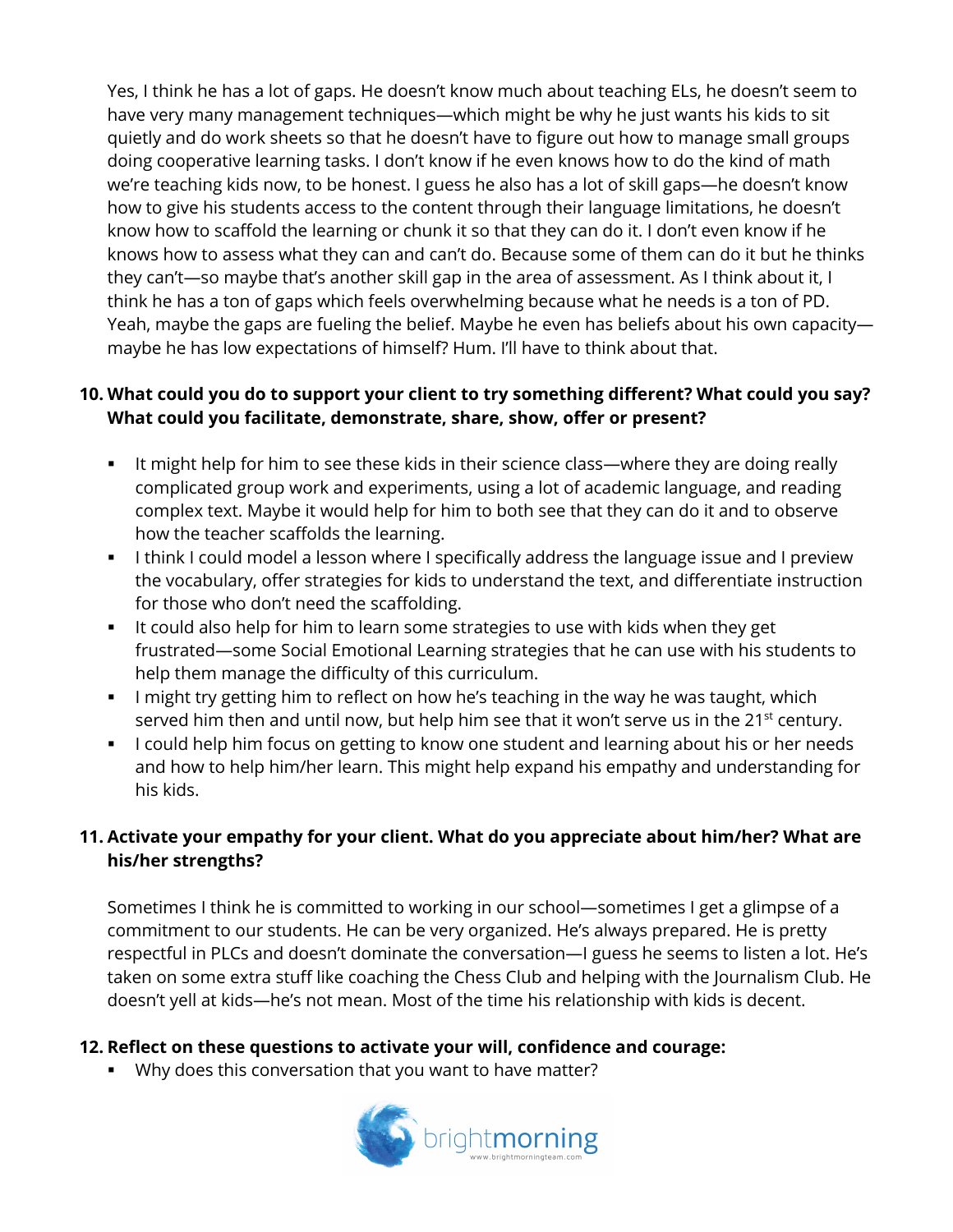Yes, I think he has a lot of gaps. He doesn't know much about teaching ELs, he doesn't seem to have very many management techniques—which might be why he just wants his kids to sit quietly and do work sheets so that he doesn't have to figure out how to manage small groups doing cooperative learning tasks. I don't know if he even knows how to do the kind of math we're teaching kids now, to be honest. I guess he also has a lot of skill gaps—he doesn't know how to give his students access to the content through their language limitations, he doesn't know how to scaffold the learning or chunk it so that they can do it. I don't even know if he knows how to assess what they can and can't do. Because some of them can do it but he thinks they can't—so maybe that's another skill gap in the area of assessment. As I think about it, I think he has a ton of gaps which feels overwhelming because what he needs is a ton of PD. Yeah, maybe the gaps are fueling the belief. Maybe he even has beliefs about his own capacity—maybe he has low expectations of himself? Hum. I'll have to think about that.

**10. What could you do to support your client to try something different? What could you say? What could you facilitate, demonstrate, share, show, offer or present?**

- It might help for him to see these kids in their science class—where they are doing really complicated group work and experiments, using a lot of academic language, and reading complex text. Maybe it would help for him to both see that they can do it and to observe how the teacher scaffolds the learning.
- I think I could model a lesson where I specifically address the language issue and I preview the vocabulary, offer strategies for kids to understand the text, and differentiate instruction for those who don't need the scaffolding.
- It could also help for him to learn some strategies to use with kids when they get frustrated—some Social Emotional Learning strategies that he can use with his students to help them manage the difficulty of this curriculum.
- I might try getting him to reflect on how he's teaching in the way he was taught, which served him then and until now, but help him see that it won't serve us in the 21st century.
- I could help him focus on getting to know one student and learning about his or her needs and how to help him/her learn. This might help expand his empathy and understanding for his kids.

**11. Activate your empathy for your client. What do you appreciate about him/her? What are his/her strengths?**

Sometimes I think he is committed to working in our school—sometimes I get a glimpse of a commitment to our students. He can be very organized. He's always prepared. He is pretty respectful in PLCs and doesn't dominate the conversation—I guess he seems to listen a lot. He's taken on some extra stuff like coaching the Chess Club and helping with the Journalism Club. He doesn't yell at kids—he's not mean. Most of the time his relationship with kids is decent.

**12. Reflect on these questions to activate your will, confidence and courage:**

- Why does this conversation that you want to have matter?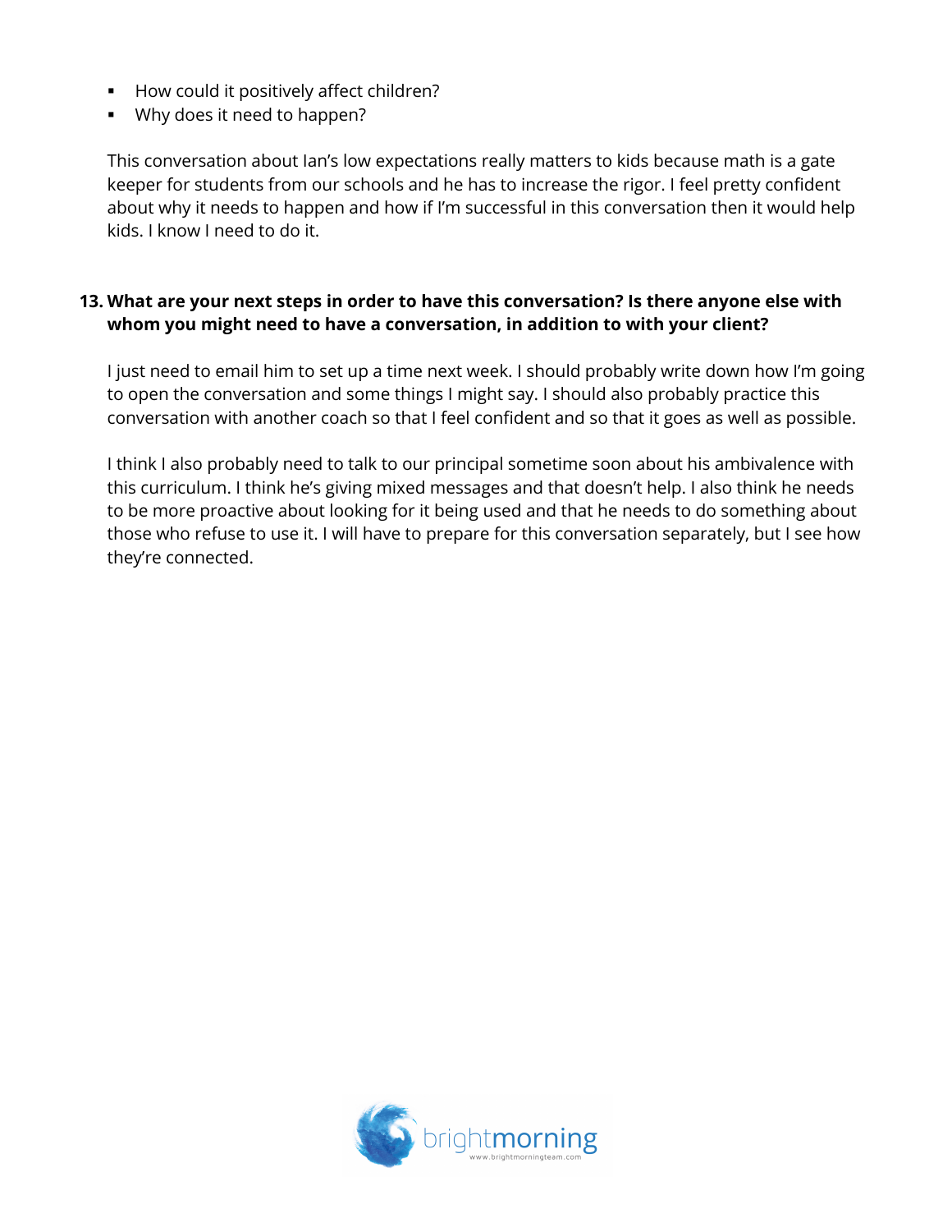- How could it positively affect children?
- Why does it need to happen?

This conversation about Ian's low expectations really matters to kids because math is a gate keeper for students from our schools and he has to increase the rigor. I feel pretty confident about why it needs to happen and how if I'm successful in this conversation then it would help kids. I know I need to do it.

**13. What are your next steps in order to have this conversation? Is there anyone else with whom you might need to have a conversation, in addition to with your client?**

I just need to email him to set up a time next week. I should probably write down how I'm going to open the conversation and some things I might say. I should also probably practice this conversation with another coach so that I feel confident and so that it goes as well as possible.

I think I also probably need to talk to our principal sometime soon about his ambivalence with this curriculum. I think he's giving mixed messages and that doesn't help. I also think he needs to be more proactive about looking for it being used and that he needs to do something about those who refuse to use it. I will have to prepare for this conversation separately, but I see how they're connected.